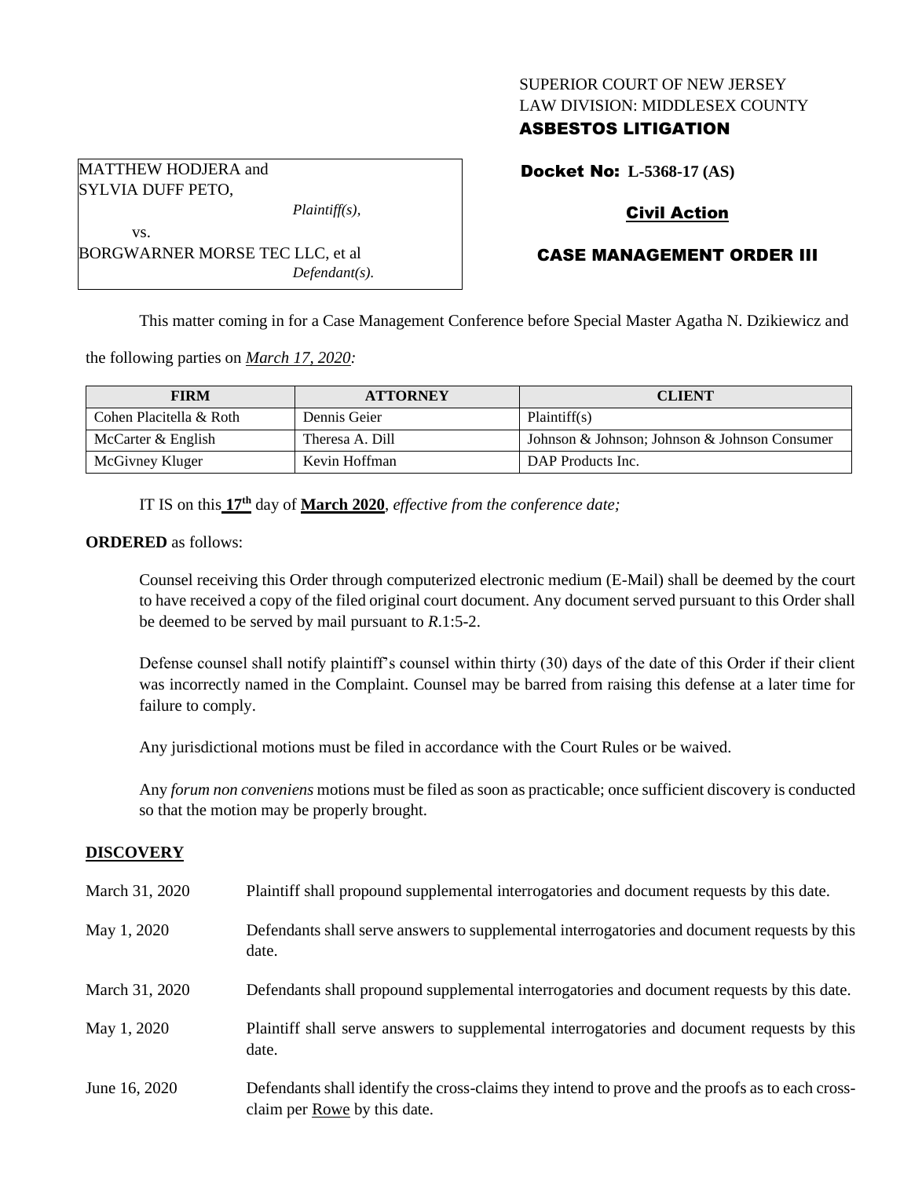SUPERIOR COURT OF NEW JERSEY
LAW DIVISION: MIDDLESEX COUNTY
**ASBESTOS LITIGATION**

MATTHEW HODJERA and
SYLVIA DUFF PETO,
*Plaintiff(s),*
vs.
BORGWARNER MORSE TEC LLC, et al
*Defendant(s).*

**Docket No: L-5368-17 (AS)**

**Civil Action**

**CASE MANAGEMENT ORDER III**

This matter coming in for a Case Management Conference before Special Master Agatha N. Dzikiewicz and the following parties on *March 17, 2020:*

| FIRM | ATTORNEY | CLIENT |
|---|---|---|
| Cohen Placitella & Roth | Dennis Geier | Plaintiff(s) |
| McCarter & English | Theresa A. Dill | Johnson & Johnson; Johnson & Johnson Consumer |
| McGivney Kluger | Kevin Hoffman | DAP Products Inc. |

IT IS on this **17th** day of **March 2020**, *effective from the conference date;*

**ORDERED** as follows:

Counsel receiving this Order through computerized electronic medium (E-Mail) shall be deemed by the court to have received a copy of the filed original court document. Any document served pursuant to this Order shall be deemed to be served by mail pursuant to *R*.1:5-2.

Defense counsel shall notify plaintiff's counsel within thirty (30) days of the date of this Order if their client was incorrectly named in the Complaint. Counsel may be barred from raising this defense at a later time for failure to comply.

Any jurisdictional motions must be filed in accordance with the Court Rules or be waived.

Any *forum non conveniens* motions must be filed as soon as practicable; once sufficient discovery is conducted so that the motion may be properly brought.

## DISCOVERY

March 31, 2020 — Plaintiff shall propound supplemental interrogatories and document requests by this date.

May 1, 2020 — Defendants shall serve answers to supplemental interrogatories and document requests by this date.

March 31, 2020 — Defendants shall propound supplemental interrogatories and document requests by this date.

May 1, 2020 — Plaintiff shall serve answers to supplemental interrogatories and document requests by this date.

June 16, 2020 — Defendants shall identify the cross-claims they intend to prove and the proofs as to each cross-claim per Rowe by this date.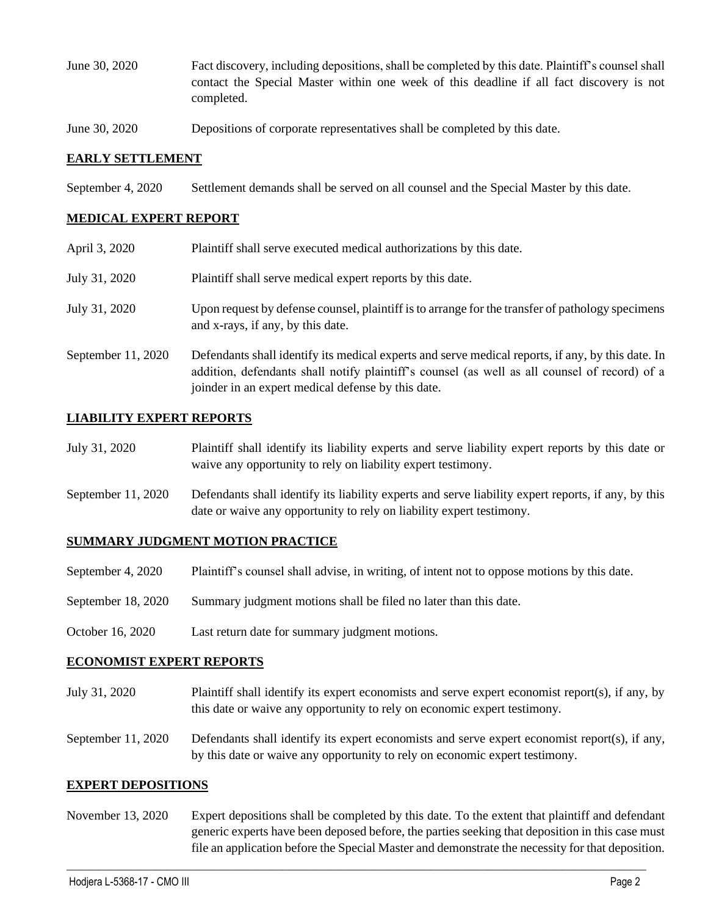| | |
|---|---|
| June 30, 2020 | Fact discovery, including depositions, shall be completed by this date. Plaintiff's counsel shall contact the Special Master within one week of this deadline if all fact discovery is not completed. |
| June 30, 2020 | Depositions of corporate representatives shall be completed by this date. |

## EARLY SETTLEMENT

| | |
|---|---|
| September 4, 2020 | Settlement demands shall be served on all counsel and the Special Master by this date. |

## MEDICAL EXPERT REPORT

| | |
|---|---|
| April 3, 2020 | Plaintiff shall serve executed medical authorizations by this date. |
| July 31, 2020 | Plaintiff shall serve medical expert reports by this date. |
| July 31, 2020 | Upon request by defense counsel, plaintiff is to arrange for the transfer of pathology specimens and x-rays, if any, by this date. |
| September 11, 2020 | Defendants shall identify its medical experts and serve medical reports, if any, by this date. In addition, defendants shall notify plaintiff's counsel (as well as all counsel of record) of a joinder in an expert medical defense by this date. |

## LIABILITY EXPERT REPORTS

| | |
|---|---|
| July 31, 2020 | Plaintiff shall identify its liability experts and serve liability expert reports by this date or waive any opportunity to rely on liability expert testimony. |
| September 11, 2020 | Defendants shall identify its liability experts and serve liability expert reports, if any, by this date or waive any opportunity to rely on liability expert testimony. |

## SUMMARY JUDGMENT MOTION PRACTICE

| | |
|---|---|
| September 4, 2020 | Plaintiff's counsel shall advise, in writing, of intent not to oppose motions by this date. |
| September 18, 2020 | Summary judgment motions shall be filed no later than this date. |
| October 16, 2020 | Last return date for summary judgment motions. |

## ECONOMIST EXPERT REPORTS

| | |
|---|---|
| July 31, 2020 | Plaintiff shall identify its expert economists and serve expert economist report(s), if any, by this date or waive any opportunity to rely on economic expert testimony. |
| September 11, 2020 | Defendants shall identify its expert economists and serve expert economist report(s), if any, by this date or waive any opportunity to rely on economic expert testimony. |

## EXPERT DEPOSITIONS

| | |
|---|---|
| November 13, 2020 | Expert depositions shall be completed by this date. To the extent that plaintiff and defendant generic experts have been deposed before, the parties seeking that deposition in this case must file an application before the Special Master and demonstrate the necessity for that deposition. |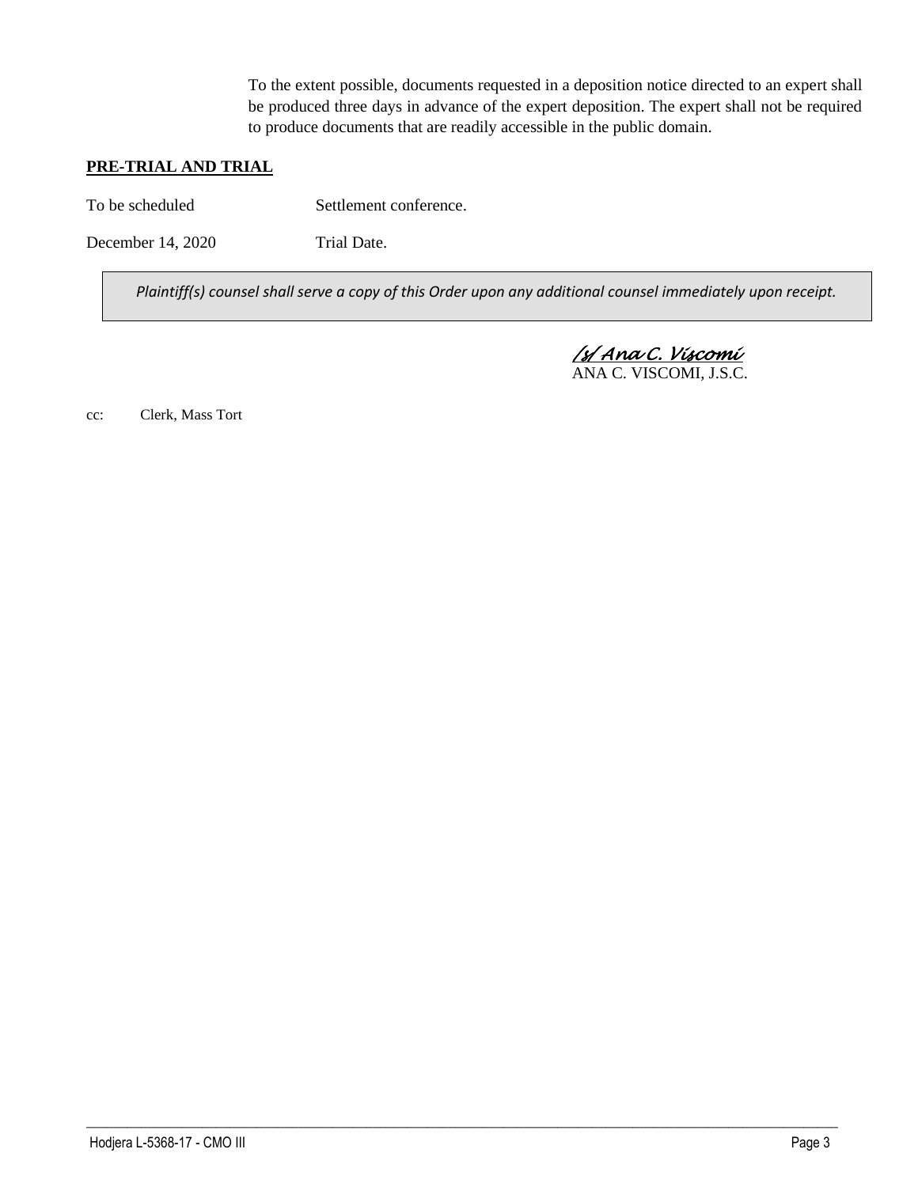To the extent possible, documents requested in a deposition notice directed to an expert shall be produced three days in advance of the expert deposition. The expert shall not be required to produce documents that are readily accessible in the public domain.

**PRE-TRIAL AND TRIAL**

| | |
|---|---|
| To be scheduled | Settlement conference. |
| December 14, 2020 | Trial Date. |

*Plaintiff(s) counsel shall serve a copy of this Order upon any additional counsel immediately upon receipt.*

/s/ Ana C. Viscomi
ANA C. VISCOMI, J.S.C.

cc: Clerk, Mass Tort